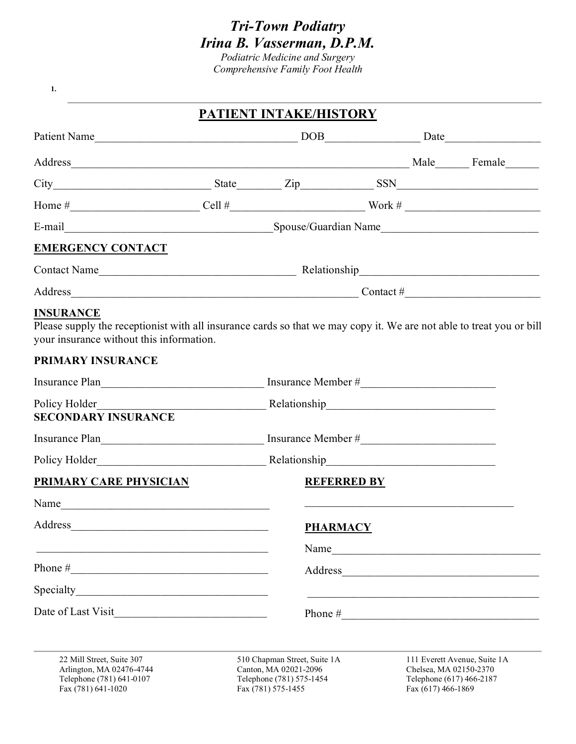# *Tri-Town Podiatry*
# *Irina B. Vasserman, D.P.M.*

*Podiatric Medicine and Surgery*
*Comprehensive Family Foot Health*

1.

## PATIENT INTAKE/HISTORY

Patient Name____________________________________ DOB________________ Date________________

Address____________________________________________________________ Male______ Female______

City____________________________ State________ Zip_____________ SSN________________________

Home #______________________ Cell #________________________ Work # ________________________

E-mail____________________________________Spouse/Guardian Name___________________________

**EMERGENCY CONTACT**

Contact Name___________________________________ Relationship________________________________

Address____________________________________________________ Contact #________________________

**INSURANCE**

Please supply the receptionist with all insurance cards so that we may copy it. We are not able to treat you or bill your insurance without this information.

**PRIMARY INSURANCE**

Insurance Plan_____________________________ Insurance Member #________________________

Policy Holder______________________________ Relationship______________________________

**SECONDARY INSURANCE**

Insurance Plan_____________________________ Insurance Member #________________________

Policy Holder______________________________ Relationship______________________________

**PRIMARY CARE PHYSICIAN**

Name_____________________________________

Address___________________________________

_________________________________________

Phone #___________________________________

Specialty__________________________________

Date of Last Visit__________________________

**REFERRED BY**

_____________________________________

**PHARMACY**

Name_____________________________________

Address___________________________________

_________________________________________

Phone #___________________________________

22 Mill Street, Suite 307
Arlington, MA 02476-4744
Telephone (781) 641-0107
Fax (781) 641-1020

510 Chapman Street, Suite 1A
Canton, MA 02021-2096
Telephone (781) 575-1454
Fax (781) 575-1455

111 Everett Avenue, Suite 1A
Chelsea, MA 02150-2370
Telephone (617) 466-2187
Fax (617) 466-1869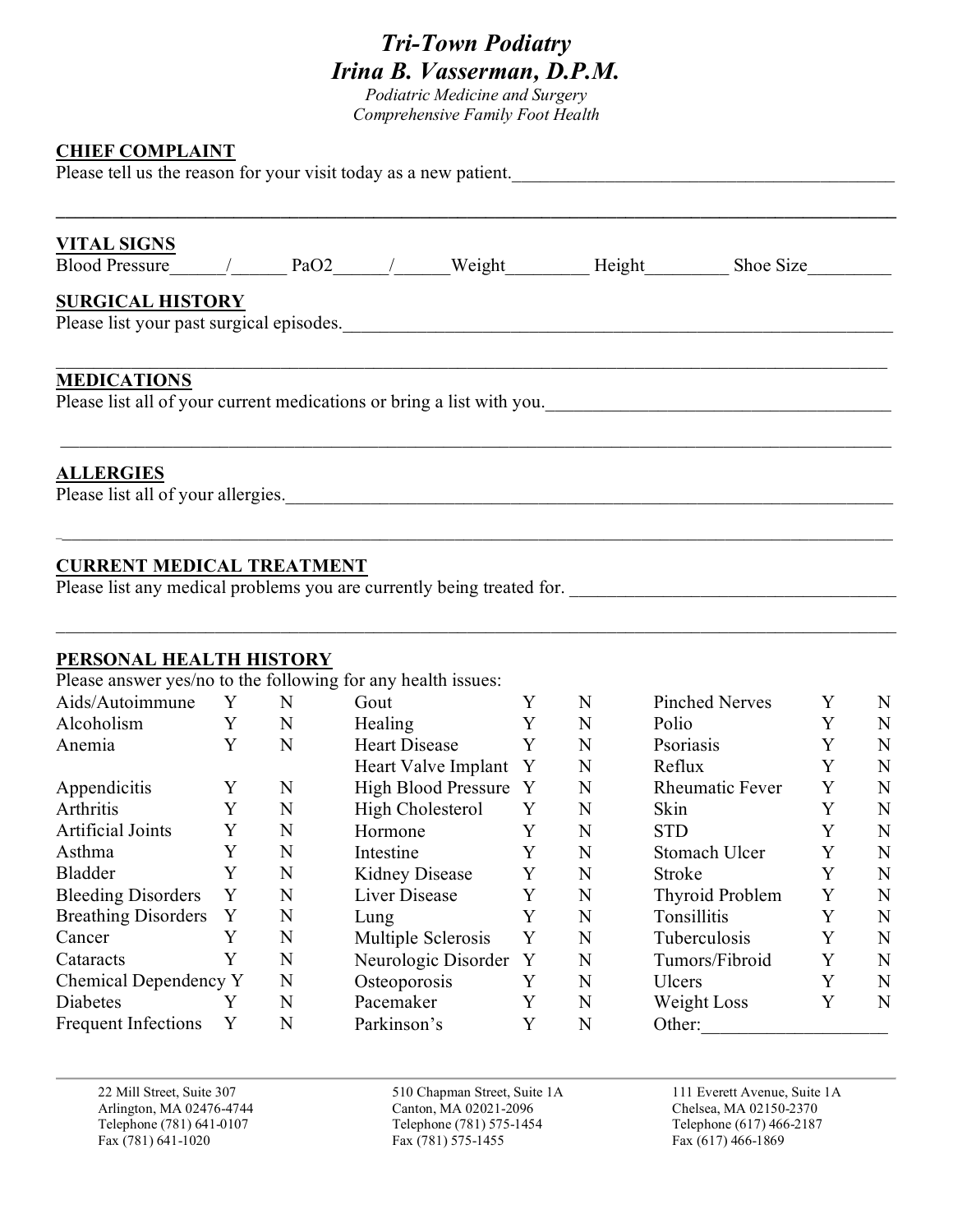# *Tri-Town Podiatry*

## *Irina B. Vasserman, D.P.M.*

*Podiatric Medicine and Surgery*
*Comprehensive Family Foot Health*

**CHIEF COMPLAINT**

Please tell us the reason for your visit today as a new patient.\_\_\_\_\_\_\_\_\_\_\_\_\_\_\_\_\_\_\_\_\_\_\_\_\_\_\_\_\_\_\_\_\_\_\_\_\_\_\_\_

\_\_\_\_\_\_\_\_\_\_\_\_\_\_\_\_\_\_\_\_\_\_\_\_\_\_\_\_\_\_\_\_\_\_\_\_\_\_\_\_\_\_\_\_\_\_\_\_\_\_\_\_\_\_\_\_\_\_\_\_\_\_\_\_\_\_\_\_\_\_\_\_\_\_\_\_\_\_\_\_\_\_\_\_

**VITAL SIGNS**

Blood Pressure\_\_\_\_\_\_/\_\_\_\_\_\_ PaO2\_\_\_\_\_\_/\_\_\_\_\_\_Weight\_\_\_\_\_\_\_\_\_ Height\_\_\_\_\_\_\_\_\_ Shoe Size\_\_\_\_\_\_\_\_\_

**SURGICAL HISTORY**

Please list your past surgical episodes.\_\_\_\_\_\_\_\_\_\_\_\_\_\_\_\_\_\_\_\_\_\_\_\_\_\_\_\_\_\_\_\_\_\_\_\_\_\_\_\_\_\_\_\_\_\_\_\_\_\_\_\_\_\_\_\_\_\_\_\_\_\_

\_\_\_\_\_\_\_\_\_\_\_\_\_\_\_\_\_\_\_\_\_\_\_\_\_\_\_\_\_\_\_\_\_\_\_\_\_\_\_\_\_\_\_\_\_\_\_\_\_\_\_\_\_\_\_\_\_\_\_\_\_\_\_\_\_\_\_\_\_\_\_\_\_\_\_\_\_\_\_\_\_\_\_\_

**MEDICATIONS**

Please list all of your current medications or bring a list with you.\_\_\_\_\_\_\_\_\_\_\_\_\_\_\_\_\_\_\_\_\_\_\_\_\_\_\_\_\_\_\_\_\_\_\_\_\_\_

\_\_\_\_\_\_\_\_\_\_\_\_\_\_\_\_\_\_\_\_\_\_\_\_\_\_\_\_\_\_\_\_\_\_\_\_\_\_\_\_\_\_\_\_\_\_\_\_\_\_\_\_\_\_\_\_\_\_\_\_\_\_\_\_\_\_\_\_\_\_\_\_\_\_\_\_\_\_\_\_\_\_\_\_

**ALLERGIES**

Please list all of your allergies.\_\_\_\_\_\_\_\_\_\_\_\_\_\_\_\_\_\_\_\_\_\_\_\_\_\_\_\_\_\_\_\_\_\_\_\_\_\_\_\_\_\_\_\_\_\_\_\_\_\_\_\_\_\_\_\_\_\_\_\_\_\_\_\_\_\_\_\_

\_\_\_\_\_\_\_\_\_\_\_\_\_\_\_\_\_\_\_\_\_\_\_\_\_\_\_\_\_\_\_\_\_\_\_\_\_\_\_\_\_\_\_\_\_\_\_\_\_\_\_\_\_\_\_\_\_\_\_\_\_\_\_\_\_\_\_\_\_\_\_\_\_\_\_\_\_\_\_\_\_\_\_\_

**CURRENT MEDICAL TREATMENT**

Please list any medical problems you are currently being treated for. \_\_\_\_\_\_\_\_\_\_\_\_\_\_\_\_\_\_\_\_\_\_\_\_\_\_\_\_\_\_\_\_\_\_\_\_

\_\_\_\_\_\_\_\_\_\_\_\_\_\_\_\_\_\_\_\_\_\_\_\_\_\_\_\_\_\_\_\_\_\_\_\_\_\_\_\_\_\_\_\_\_\_\_\_\_\_\_\_\_\_\_\_\_\_\_\_\_\_\_\_\_\_\_\_\_\_\_\_\_\_\_\_\_\_\_\_\_\_\_\_

**PERSONAL HEALTH HISTORY**

Please answer yes/no to the following for any health issues:

| Condition | Y | N | Condition | Y | N | Condition | Y | N |
|---|---|---|---|---|---|---|---|---|
| Aids/Autoimmune | Y | N | Gout | Y | N | Pinched Nerves | Y | N |
| Alcoholism | Y | N | Healing | Y | N | Polio | Y | N |
| Anemia | Y | N | Heart Disease | Y | N | Psoriasis | Y | N |
| | | | Heart Valve Implant | Y | N | Reflux | Y | N |
| Appendicitis | Y | N | High Blood Pressure | Y | N | Rheumatic Fever | Y | N |
| Arthritis | Y | N | High Cholesterol | Y | N | Skin | Y | N |
| Artificial Joints | Y | N | Hormone | Y | N | STD | Y | N |
| Asthma | Y | N | Intestine | Y | N | Stomach Ulcer | Y | N |
| Bladder | Y | N | Kidney Disease | Y | N | Stroke | Y | N |
| Bleeding Disorders | Y | N | Liver Disease | Y | N | Thyroid Problem | Y | N |
| Breathing Disorders | Y | N | Lung | Y | N | Tonsillitis | Y | N |
| Cancer | Y | N | Multiple Sclerosis | Y | N | Tuberculosis | Y | N |
| Cataracts | Y | N | Neurologic Disorder | Y | N | Tumors/Fibroid | Y | N |
| Chemical Dependency | Y | N | Osteoporosis | Y | N | Ulcers | Y | N |
| Diabetes | Y | N | Pacemaker | Y | N | Weight Loss | Y | N |
| Frequent Infections | Y | N | Parkinson's | Y | N | Other:\_\_\_\_\_\_\_\_\_\_\_\_\_\_\_\_\_\_\_ | | |

22 Mill Street, Suite 307
Arlington, MA 02476-4744
Telephone (781) 641-0107
Fax (781) 641-1020

510 Chapman Street, Suite 1A
Canton, MA 02021-2096
Telephone (781) 575-1454
Fax (781) 575-1455

111 Everett Avenue, Suite 1A
Chelsea, MA 02150-2370
Telephone (617) 466-2187
Fax (617) 466-1869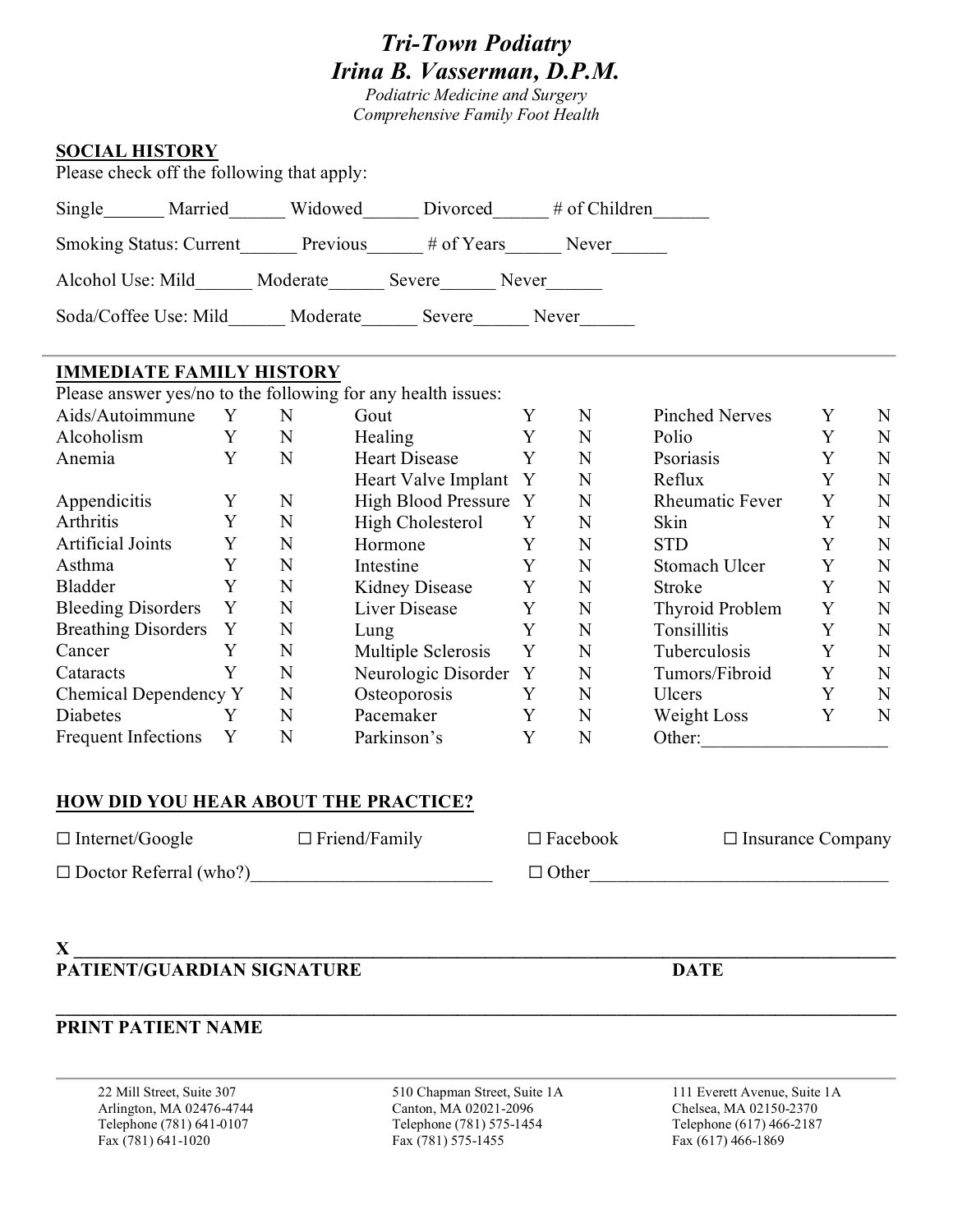# *Tri-Town Podiatry*
# *Irina B. Vasserman, D.P.M.*

*Podiatric Medicine and Surgery*
*Comprehensive Family Foot Health*

**SOCIAL HISTORY**

Please check off the following that apply:

Single______ Married______ Widowed______ Divorced______ # of Children______

Smoking Status: Current______ Previous______ # of Years______ Never______

Alcohol Use: Mild______ Moderate______ Severe______ Never______

Soda/Coffee Use: Mild______ Moderate______ Severe______ Never______

**IMMEDIATE FAMILY HISTORY**

Please answer yes/no to the following for any health issues:

| | | | | | | | | |
|---|---|---|---|---|---|---|---|---|
| Aids/Autoimmune | Y | N | Gout | Y | N | Pinched Nerves | Y | N |
| Alcoholism | Y | N | Healing | Y | N | Polio | Y | N |
| Anemia | Y | N | Heart Disease | Y | N | Psoriasis | Y | N |
| | | | Heart Valve Implant | Y | N | Reflux | Y | N |
| Appendicitis | Y | N | High Blood Pressure | Y | N | Rheumatic Fever | Y | N |
| Arthritis | Y | N | High Cholesterol | Y | N | Skin | Y | N |
| Artificial Joints | Y | N | Hormone | Y | N | STD | Y | N |
| Asthma | Y | N | Intestine | Y | N | Stomach Ulcer | Y | N |
| Bladder | Y | N | Kidney Disease | Y | N | Stroke | Y | N |
| Bleeding Disorders | Y | N | Liver Disease | Y | N | Thyroid Problem | Y | N |
| Breathing Disorders | Y | N | Lung | Y | N | Tonsillitis | Y | N |
| Cancer | Y | N | Multiple Sclerosis | Y | N | Tuberculosis | Y | N |
| Cataracts | Y | N | Neurologic Disorder | Y | N | Tumors/Fibroid | Y | N |
| Chemical Dependency | Y | N | Osteoporosis | Y | N | Ulcers | Y | N |
| Diabetes | Y | N | Pacemaker | Y | N | Weight Loss | Y | N |
| Frequent Infections | Y | N | Parkinson's | Y | N | Other:___________________ | | |

**HOW DID YOU HEAR ABOUT THE PRACTICE?**

☐ Internet/Google ☐ Friend/Family ☐ Facebook ☐ Insurance Company

☐ Doctor Referral (who?)_________________________ ☐ Other_______________________________

**X** ________________________________________________________________________________

**PATIENT/GUARDIAN SIGNATURE** **DATE**

________________________________________________________________________________

**PRINT PATIENT NAME**

22 Mill Street, Suite 307
Arlington, MA 02476-4744
Telephone (781) 641-0107
Fax (781) 641-1020

510 Chapman Street, Suite 1A
Canton, MA 02021-2096
Telephone (781) 575-1454
Fax (781) 575-1455

111 Everett Avenue, Suite 1A
Chelsea, MA 02150-2370
Telephone (617) 466-2187
Fax (617) 466-1869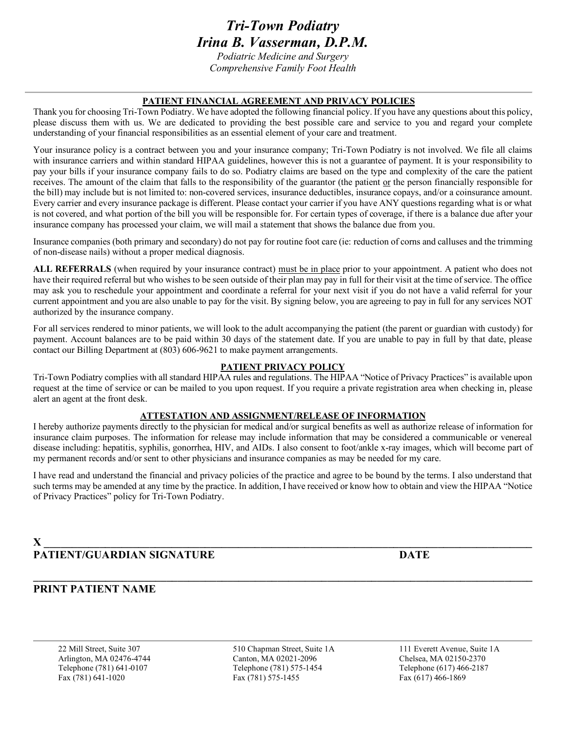# *Tri-Town Podiatry*

# *Irina B. Vasserman, D.P.M.*

*Podiatric Medicine and Surgery*
*Comprehensive Family Foot Health*

---

## PATIENT FINANCIAL AGREEMENT AND PRIVACY POLICIES

Thank you for choosing Tri-Town Podiatry. We have adopted the following financial policy. If you have any questions about this policy, please discuss them with us. We are dedicated to providing the best possible care and service to you and regard your complete understanding of your financial responsibilities as an essential element of your care and treatment.

Your insurance policy is a contract between you and your insurance company; Tri-Town Podiatry is not involved. We file all claims with insurance carriers and within standard HIPAA guidelines, however this is not a guarantee of payment. It is your responsibility to pay your bills if your insurance company fails to do so. Podiatry claims are based on the type and complexity of the care the patient receives. The amount of the claim that falls to the responsibility of the guarantor (the patient <u>or</u> the person financially responsible for the bill) may include but is not limited to: non-covered services, insurance deductibles, insurance copays, and/or a coinsurance amount. Every carrier and every insurance package is different. Please contact your carrier if you have ANY questions regarding what is or what is not covered, and what portion of the bill you will be responsible for. For certain types of coverage, if there is a balance due after your insurance company has processed your claim, we will mail a statement that shows the balance due from you.

Insurance companies (both primary and secondary) do not pay for routine foot care (ie: reduction of corns and calluses and the trimming of non-disease nails) without a proper medical diagnosis.

**ALL REFERRALS** (when required by your insurance contract) <u>must be in place</u> prior to your appointment. A patient who does not have their required referral but who wishes to be seen outside of their plan may pay in full for their visit at the time of service. The office may ask you to reschedule your appointment and coordinate a referral for your next visit if you do not have a valid referral for your current appointment and you are also unable to pay for the visit. By signing below, you are agreeing to pay in full for any services NOT authorized by the insurance company.

For all services rendered to minor patients, we will look to the adult accompanying the patient (the parent or guardian with custody) for payment. Account balances are to be paid within 30 days of the statement date. If you are unable to pay in full by that date, please contact our Billing Department at (803) 606-9621 to make payment arrangements.

## PATIENT PRIVACY POLICY

Tri-Town Podiatry complies with all standard HIPAA rules and regulations. The HIPAA "Notice of Privacy Practices" is available upon request at the time of service or can be mailed to you upon request. If you require a private registration area when checking in, please alert an agent at the front desk.

## ATTESTATION AND ASSIGNMENT/RELEASE OF INFORMATION

I hereby authorize payments directly to the physician for medical and/or surgical benefits as well as authorize release of information for insurance claim purposes. The information for release may include information that may be considered a communicable or venereal disease including: hepatitis, syphilis, gonorrhea, HIV, and AIDs. I also consent to foot/ankle x-ray images, which will become part of my permanent records and/or sent to other physicians and insurance companies as may be needed for my care.

I have read and understand the financial and privacy policies of the practice and agree to be bound by the terms. I also understand that such terms may be amended at any time by the practice. In addition, I have received or know how to obtain and view the HIPAA "Notice of Privacy Practices" policy for Tri-Town Podiatry.

**X** ______________________________________________________________________

**PATIENT/GUARDIAN SIGNATURE** **DATE**

______________________________________________________________________

**PRINT PATIENT NAME**

---

22 Mill Street, Suite 307
Arlington, MA 02476-4744
Telephone (781) 641-0107
Fax (781) 641-1020

510 Chapman Street, Suite 1A
Canton, MA 02021-2096
Telephone (781) 575-1454
Fax (781) 575-1455

111 Everett Avenue, Suite 1A
Chelsea, MA 02150-2370
Telephone (617) 466-2187
Fax (617) 466-1869